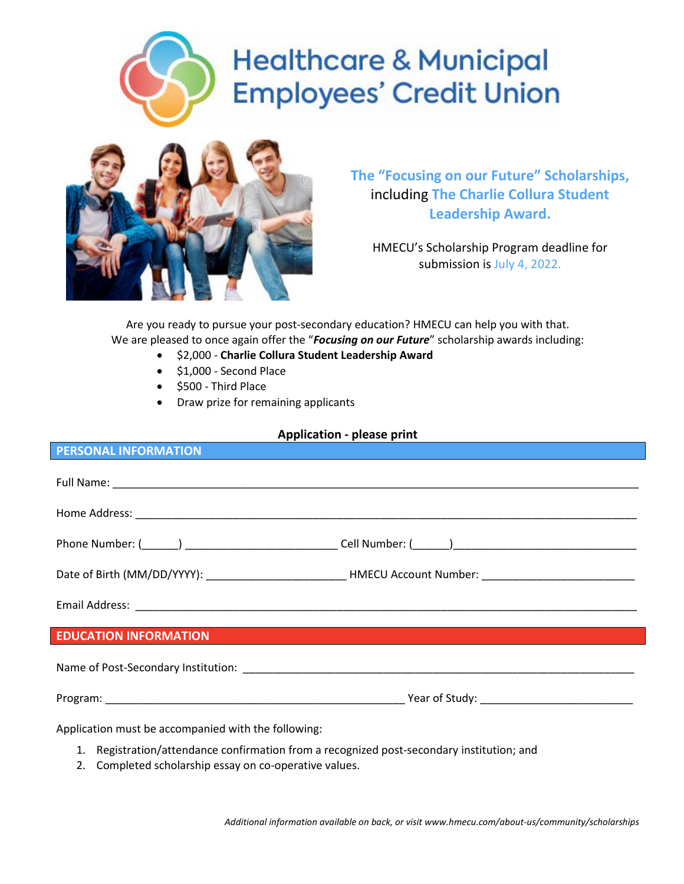# Healthcare & Municipal Employees' Credit Union

## The "Focusing on our Future" Scholarships, including The Charlie Collura Student Leadership Award.

HMECU's Scholarship Program deadline for submission is July 4, 2022.

Are you ready to pursue your post-secondary education? HMECU can help you with that.
We are pleased to once again offer the "***Focusing on our Future***" scholarship awards including:

- $2,000 - **Charlie Collura Student Leadership Award**
- $1,000 - Second Place
- $500 - Third Place
- Draw prize for remaining applicants

**Application - please print**

## PERSONAL INFORMATION

Full Name: ______________________________________________________________________

Home Address: ___________________________________________________________________

Phone Number: (______) ________________________ Cell Number: (______)____________________________

Date of Birth (MM/DD/YYYY): ______________________ HMECU Account Number: _______________________

Email Address: ___________________________________________________________________

## EDUCATION INFORMATION

Name of Post-Secondary Institution: ____________________________________________________

Program: _______________________________________________ Year of Study: _______________________

Application must be accompanied with the following:

1. Registration/attendance confirmation from a recognized post-secondary institution; and
2. Completed scholarship essay on co-operative values.

*Additional information available on back, or visit www.hmecu.com/about-us/community/scholarships*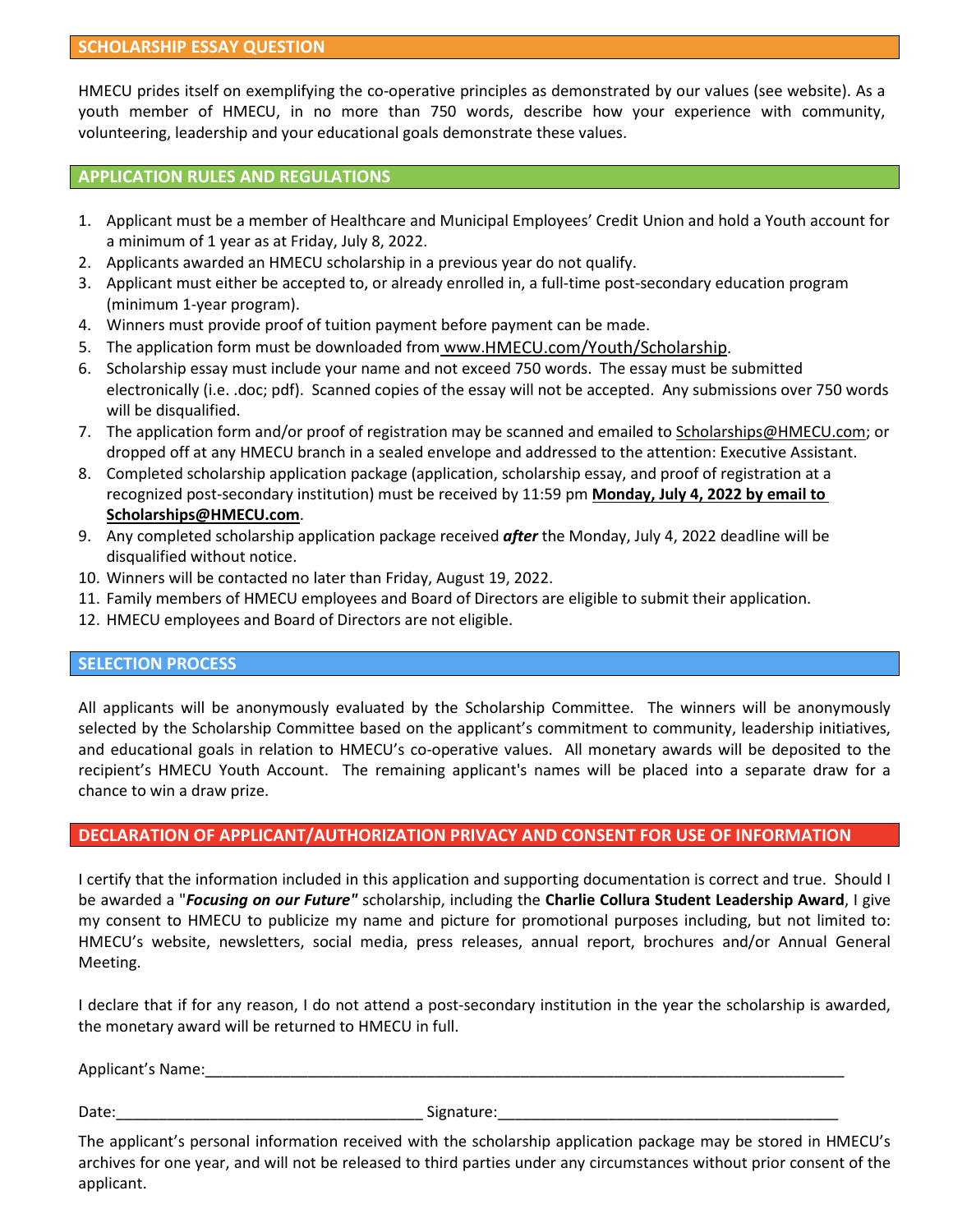## SCHOLARSHIP ESSAY QUESTION

HMECU prides itself on exemplifying the co-operative principles as demonstrated by our values (see website). As a youth member of HMECU, in no more than 750 words, describe how your experience with community, volunteering, leadership and your educational goals demonstrate these values.

## APPLICATION RULES AND REGULATIONS

1. Applicant must be a member of Healthcare and Municipal Employees' Credit Union and hold a Youth account for a minimum of 1 year as at Friday, July 8, 2022.
2. Applicants awarded an HMECU scholarship in a previous year do not qualify.
3. Applicant must either be accepted to, or already enrolled in, a full-time post-secondary education program (minimum 1-year program).
4. Winners must provide proof of tuition payment before payment can be made.
5. The application form must be downloaded from www.HMECU.com/Youth/Scholarship.
6. Scholarship essay must include your name and not exceed 750 words. The essay must be submitted electronically (i.e. .doc; pdf). Scanned copies of the essay will not be accepted. Any submissions over 750 words will be disqualified.
7. The application form and/or proof of registration may be scanned and emailed to Scholarships@HMECU.com; or dropped off at any HMECU branch in a sealed envelope and addressed to the attention: Executive Assistant.
8. Completed scholarship application package (application, scholarship essay, and proof of registration at a recognized post-secondary institution) must be received by 11:59 pm **Monday, July 4, 2022 by email to Scholarships@HMECU.com**.
9. Any completed scholarship application package received ***after*** the Monday, July 4, 2022 deadline will be disqualified without notice.
10. Winners will be contacted no later than Friday, August 19, 2022.
11. Family members of HMECU employees and Board of Directors are eligible to submit their application.
12. HMECU employees and Board of Directors are not eligible.

## SELECTION PROCESS

All applicants will be anonymously evaluated by the Scholarship Committee. The winners will be anonymously selected by the Scholarship Committee based on the applicant's commitment to community, leadership initiatives, and educational goals in relation to HMECU's co-operative values. All monetary awards will be deposited to the recipient's HMECU Youth Account. The remaining applicant's names will be placed into a separate draw for a chance to win a draw prize.

## DECLARATION OF APPLICANT/AUTHORIZATION PRIVACY AND CONSENT FOR USE OF INFORMATION

I certify that the information included in this application and supporting documentation is correct and true. Should I be awarded a "***Focusing on our Future"*** scholarship, including the **Charlie Collura Student Leadership Award**, I give my consent to HMECU to publicize my name and picture for promotional purposes including, but not limited to: HMECU's website, newsletters, social media, press releases, annual report, brochures and/or Annual General Meeting.

I declare that if for any reason, I do not attend a post-secondary institution in the year the scholarship is awarded, the monetary award will be returned to HMECU in full.

Applicant's Name:_______________________________________________

Date:_______________________ Signature:_______________________

The applicant's personal information received with the scholarship application package may be stored in HMECU's archives for one year, and will not be released to third parties under any circumstances without prior consent of the applicant.